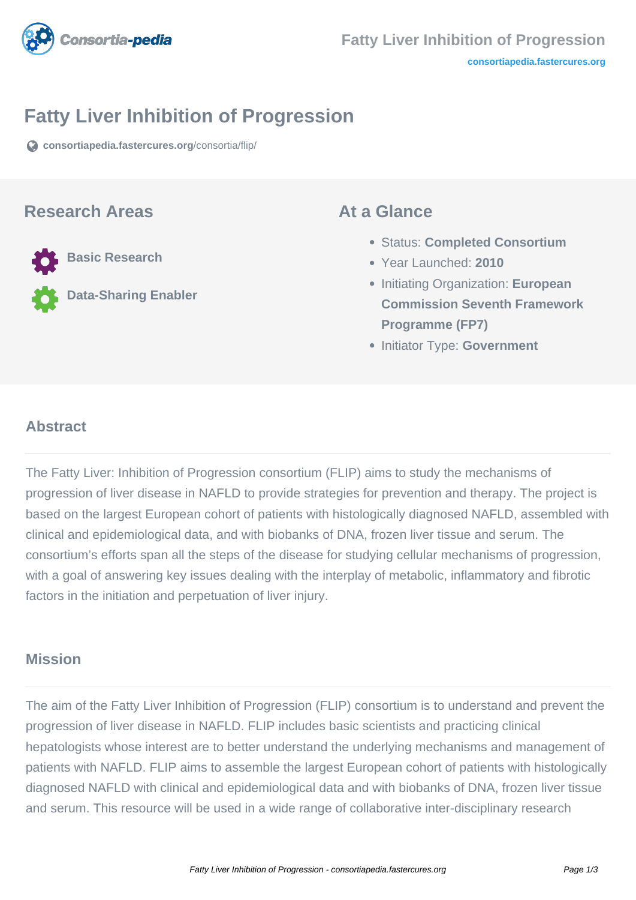# Fatty Liver Inhibition of Progression

consortiapedia.fastercures.org/consortia/flip/

## Research Areas

- Basic Research
- Data-Sharing Enabler

## At a Glance

- Status: **Completed Consortium**
- Year Launched: **2010**
- Initiating Organization: **European Commission Seventh Framework Programme (FP7)**
- Initiator Type: **Government**

## Abstract

The Fatty Liver: Inhibition of Progression consortium (FLIP) aims to study the mechanisms of progression of liver disease in NAFLD to provide strategies for prevention and therapy. The project is based on the largest European cohort of patients with histologically diagnosed NAFLD, assembled with clinical and epidemiological data, and with biobanks of DNA, frozen liver tissue and serum. The consortium's efforts span all the steps of the disease for studying cellular mechanisms of progression, with a goal of answering key issues dealing with the interplay of metabolic, inflammatory and fibrotic factors in the initiation and perpetuation of liver injury.

## Mission

The aim of the Fatty Liver Inhibition of Progression (FLIP) consortium is to understand and prevent the progression of liver disease in NAFLD. FLIP includes basic scientists and practicing clinical hepatologists whose interest are to better understand the underlying mechanisms and management of patients with NAFLD. FLIP aims to assemble the largest European cohort of patients with histologically diagnosed NAFLD with clinical and epidemiological data and with biobanks of DNA, frozen liver tissue and serum. This resource will be used in a wide range of collaborative inter-disciplinary research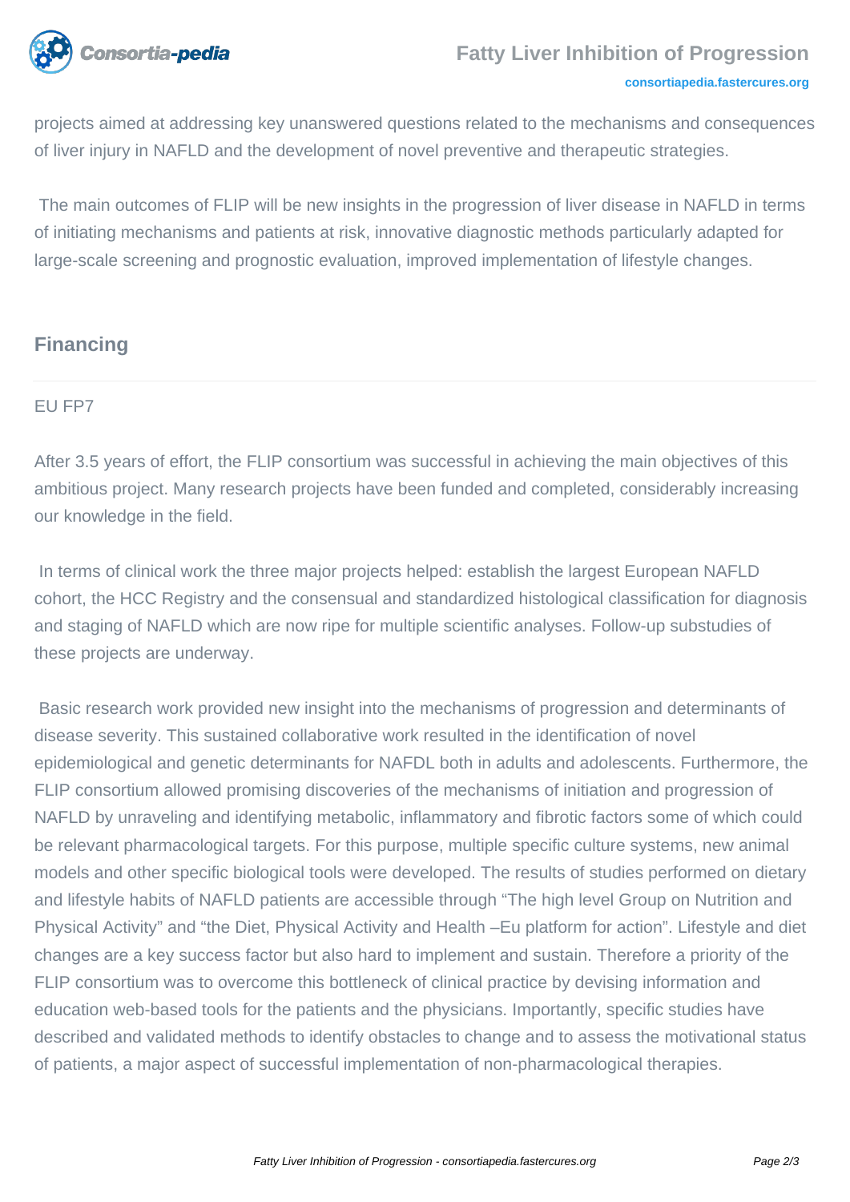projects aimed at addressing key unanswered questions related to the mechanisms and consequences of liver injury in NAFLD and the development of novel preventive and therapeutic strategies.

The main outcomes of FLIP will be new insights in the progression of liver disease in NAFLD in terms of initiating mechanisms and patients at risk, innovative diagnostic methods particularly adapted for large-scale screening and prognostic evaluation, improved implementation of lifestyle changes.

## Financing

EU FP7

After 3.5 years of effort, the FLIP consortium was successful in achieving the main objectives of this ambitious project. Many research projects have been funded and completed, considerably increasing our knowledge in the field.

In terms of clinical work the three major projects helped: establish the largest European NAFLD cohort, the HCC Registry and the consensual and standardized histological classification for diagnosis and staging of NAFLD which are now ripe for multiple scientific analyses. Follow-up substudies of these projects are underway.

Basic research work provided new insight into the mechanisms of progression and determinants of disease severity. This sustained collaborative work resulted in the identification of novel epidemiological and genetic determinants for NAFDL both in adults and adolescents. Furthermore, the FLIP consortium allowed promising discoveries of the mechanisms of initiation and progression of NAFLD by unraveling and identifying metabolic, inflammatory and fibrotic factors some of which could be relevant pharmacological targets. For this purpose, multiple specific culture systems, new animal models and other specific biological tools were developed. The results of studies performed on dietary and lifestyle habits of NAFLD patients are accessible through “The high level Group on Nutrition and Physical Activity” and “the Diet, Physical Activity and Health –Eu platform for action”. Lifestyle and diet changes are a key success factor but also hard to implement and sustain. Therefore a priority of the FLIP consortium was to overcome this bottleneck of clinical practice by devising information and education web-based tools for the patients and the physicians. Importantly, specific studies have described and validated methods to identify obstacles to change and to assess the motivational status of patients, a major aspect of successful implementation of non-pharmacological therapies.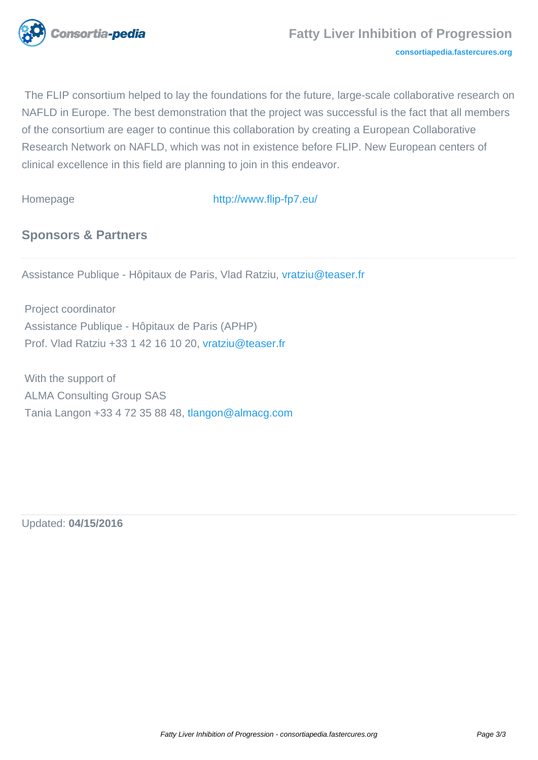The FLIP consortium helped to lay the foundations for the future, large-scale collaborative research on NAFLD in Europe. The best demonstration that the project was successful is the fact that all members of the consortium are eager to continue this collaboration by creating a European Collaborative Research Network on NAFLD, which was not in existence before FLIP. New European centers of clinical excellence in this field are planning to join in this endeavor.

Homepage http://www.flip-fp7.eu/

## Sponsors & Partners

Assistance Publique - Hôpitaux de Paris, Vlad Ratziu, vratziu@teaser.fr

Project coordinator
Assistance Publique - Hôpitaux de Paris (APHP)
Prof. Vlad Ratziu +33 1 42 16 10 20, vratziu@teaser.fr

With the support of
ALMA Consulting Group SAS
Tania Langon +33 4 72 35 88 48, tlangon@almacg.com

Updated: **04/15/2016**